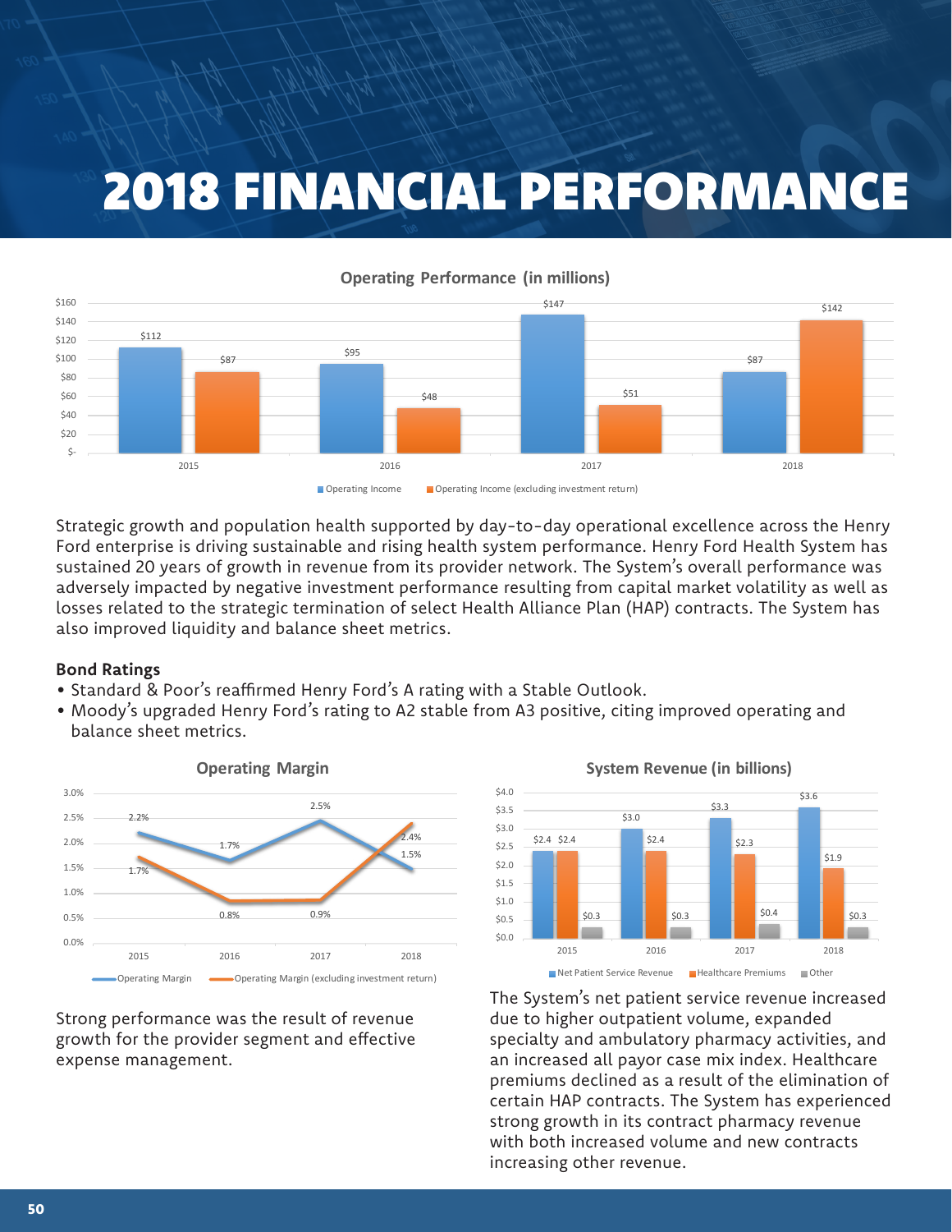# 2018 FINANCIAL PERFORMANCE

**Operating Performance (in millions)**

| Year | Operating Income | Operating Income (excluding investment return) |
|---|---|---|
| 2015 | $112 | $87 |
| 2016 | $95 | $48 |
| 2017 | $147 | $51 |
| 2018 | $87 | $142 |

Strategic growth and population health supported by day-to-day operational excellence across the Henry Ford enterprise is driving sustainable and rising health system performance. Henry Ford Health System has sustained 20 years of growth in revenue from its provider network. The System's overall performance was adversely impacted by negative investment performance resulting from capital market volatility as well as losses related to the strategic termination of select Health Alliance Plan (HAP) contracts. The System has also improved liquidity and balance sheet metrics.

## Bond Ratings

- Standard & Poor's reaffirmed Henry Ford's A rating with a Stable Outlook.
- Moody's upgraded Henry Ford's rating to A2 stable from A3 positive, citing improved operating and balance sheet metrics.

**Operating Margin**

| Year | Operating Margin | Operating Margin (excluding investment return) |
|---|---|---|
| 2015 | 2.2% | 1.7% |
| 2016 | 1.7% | 0.8% |
| 2017 | 2.5% | 0.9% |
| 2018 | 1.5% | 2.4% |

Strong performance was the result of revenue growth for the provider segment and effective expense management.

**System Revenue (in billions)**

| Year | Net Patient Service Revenue | Healthcare Premiums | Other |
|---|---|---|---|
| 2015 | $2.4 | $2.4 | $0.3 |
| 2016 | $3.0 | $2.4 | $0.3 |
| 2017 | $3.3 | $2.3 | $0.4 |
| 2018 | $3.6 | $1.9 | $0.3 |

The System's net patient service revenue increased due to higher outpatient volume, expanded specialty and ambulatory pharmacy activities, and an increased all payor case mix index. Healthcare premiums declined as a result of the elimination of certain HAP contracts. The System has experienced strong growth in its contract pharmacy revenue with both increased volume and new contracts increasing other revenue.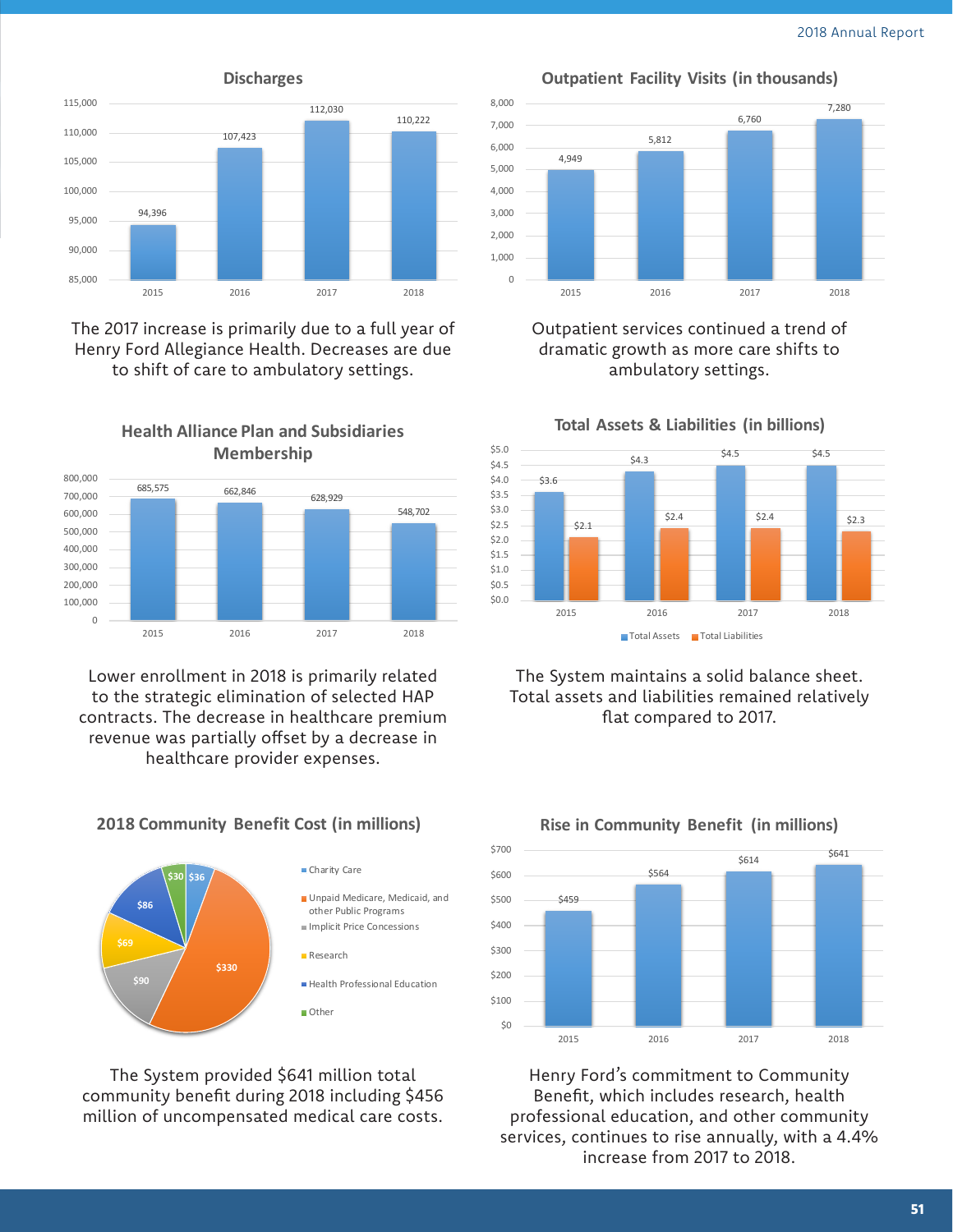## Discharges

115,000
110,000
105,000
100,000
95,000
90,000
85,000

94,396
107,423
112,030
110,222

2015
2016
2017
2018

The 2017 increase is primarily due to a full year of Henry Ford Allegiance Health. Decreases are due to shift of care to ambulatory settings.

## Outpatient Facility Visits (in thousands)

8,000
7,000
6,000
5,000
4,000
3,000
2,000
1,000
0

4,949
5,812
6,760
7,280

2015
2016
2017
2018

Outpatient services continued a trend of dramatic growth as more care shifts to ambulatory settings.

## Health Alliance Plan and Subsidiaries Membership

800,000
700,000
600,000
500,000
400,000
300,000
200,000
100,000
0

685,575
662,846
628,929
548,702

2015
2016
2017
2018

Lower enrollment in 2018 is primarily related to the strategic elimination of selected HAP contracts. The decrease in healthcare premium revenue was partially offset by a decrease in healthcare provider expenses.

## Total Assets & Liabilities (in billions)

$5.0
$4.5
$4.0
$3.5
$3.0
$2.5
$2.0
$1.5
$1.0
$0.5
$0.0

$3.6
$2.1
$4.3
$2.4
$4.5
$2.4
$4.5
$2.3

2015
2016
2017
2018

Total Assets
Total Liabilities

The System maintains a solid balance sheet. Total assets and liabilities remained relatively flat compared to 2017.

## 2018 Community Benefit Cost (in millions)

$36
$330
$90
$69
$86
$30

Charity Care
Unpaid Medicare, Medicaid, and other Public Programs
Implicit Price Concessions
Research
Health Professional Education
Other

The System provided $641 million total community benefit during 2018 including $456 million of uncompensated medical care costs.

## Rise in Community Benefit (in millions)

$700
$600
$500
$400
$300
$200
$100
$0

$459
$564
$614
$641

2015
2016
2017
2018

Henry Ford's commitment to Community Benefit, which includes research, health professional education, and other community services, continues to rise annually, with a 4.4% increase from 2017 to 2018.